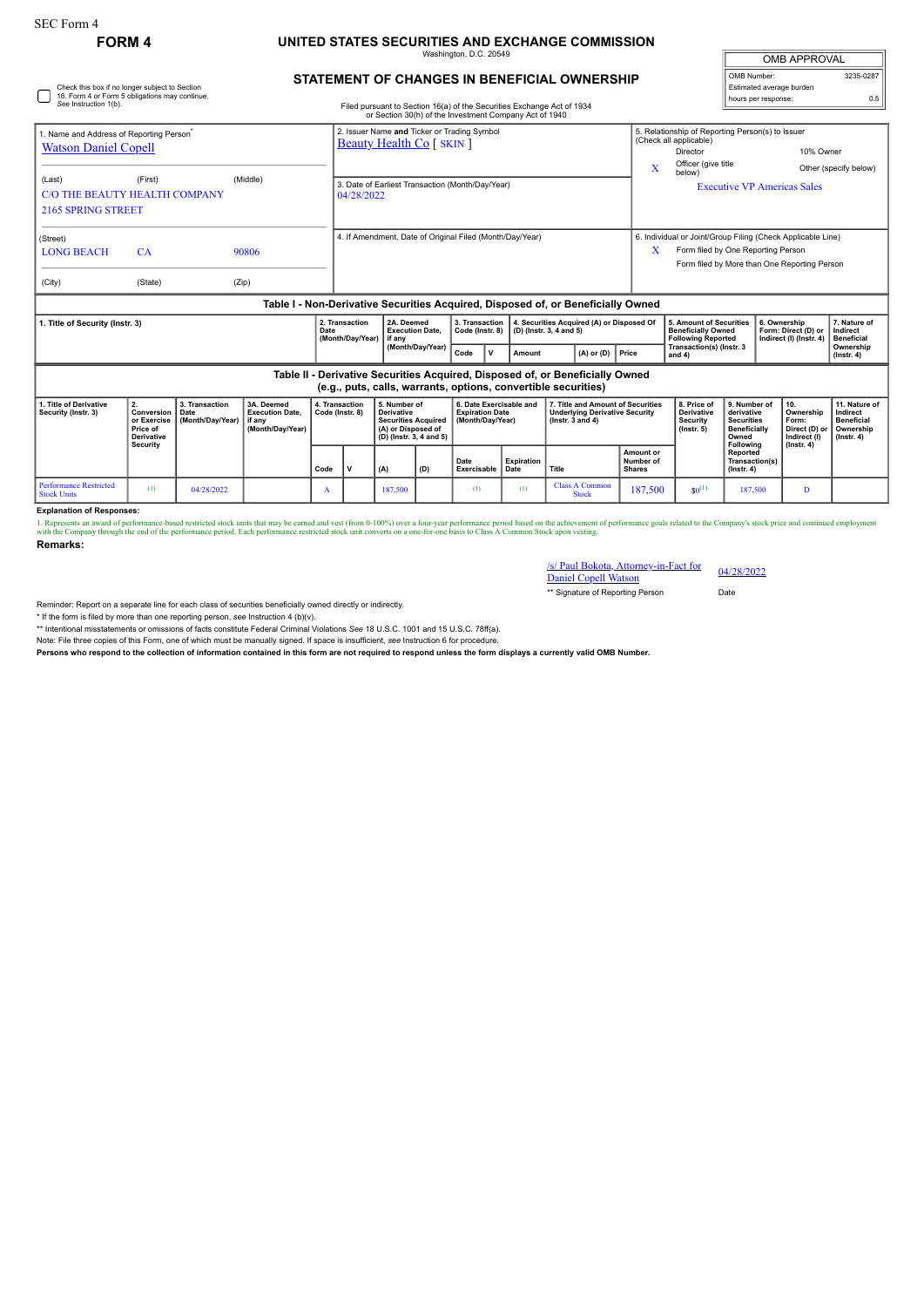SEC Form 4

**FORM 4**

# UNITED STATES SECURITIES AND EXCHANGE COMMISSION

Washington, D.C. 20549

## STATEMENT OF CHANGES IN BENEFICIAL OWNERSHIP

Filed pursuant to Section 16(a) of the Securities Exchange Act of 1934 or Section 30(h) of the Investment Company Act of 1940

| OMB APPROVAL | |
|---|---|
| OMB Number: | 3235-0287 |
| Estimated average burden | |
| hours per response: | 0.5 |

☐ Check this box if no longer subject to Section 16. Form 4 or Form 5 obligations may continue. *See* Instruction 1(b).

1. Name and Address of Reporting Person*
Watson Daniel Copell

(Last) (First) (Middle)
C/O THE BEAUTY HEALTH COMPANY
2165 SPRING STREET

(Street)
LONG BEACH CA 90806

(City) (State) (Zip)

2. Issuer Name **and** Ticker or Trading Symbol
Beauty Health Co [ SKIN ]

3. Date of Earliest Transaction (Month/Day/Year)
04/28/2022

4. If Amendment, Date of Original Filed (Month/Day/Year)

5. Relationship of Reporting Person(s) to Issuer (Check all applicable)
Director | 10% Owner
X Officer (give title below) | Other (specify below)
Executive VP Americas Sales

6. Individual or Joint/Group Filing (Check Applicable Line)
X Form filed by One Reporting Person
Form filed by More than One Reporting Person

**Table I - Non-Derivative Securities Acquired, Disposed of, or Beneficially Owned**

| 1. Title of Security (Instr. 3) | 2. Transaction Date (Month/Day/Year) | 2A. Deemed Execution Date, if any (Month/Day/Year) | 3. Transaction Code (Instr. 8) | | 4. Securities Acquired (A) or Disposed Of (D) (Instr. 3, 4 and 5) | | | 5. Amount of Securities Beneficially Owned Following Reported Transaction(s) (Instr. 3 and 4) | 6. Ownership Form: Direct (D) or Indirect (I) (Instr. 4) | 7. Nature of Indirect Beneficial Ownership (Instr. 4) |
|---|---|---|---|---|---|---|---|---|---|---|
| | | | Code | V | Amount | (A) or (D) | Price | | | |

**Table II - Derivative Securities Acquired, Disposed of, or Beneficially Owned (e.g., puts, calls, warrants, options, convertible securities)**

| 1. Title of Derivative Security (Instr. 3) | 2. Conversion or Exercise Price of Derivative Security | 3. Transaction Date (Month/Day/Year) | 3A. Deemed Execution Date, if any (Month/Day/Year) | 4. Transaction Code (Instr. 8) | | 5. Number of Derivative Securities Acquired (A) or Disposed of (D) (Instr. 3, 4 and 5) | | 6. Date Exercisable and Expiration Date (Month/Day/Year) | | 7. Title and Amount of Securities Underlying Derivative Security (Instr. 3 and 4) | | 8. Price of Derivative Security (Instr. 5) | 9. Number of derivative Securities Beneficially Owned Following Reported Transaction(s) (Instr. 4) | 10. Ownership Form: Direct (D) or Indirect (I) (Instr. 4) | 11. Nature of Indirect Beneficial Ownership (Instr. 4) |
|---|---|---|---|---|---|---|---|---|---|---|---|---|---|---|---|
| | | | | Code | V | (A) | (D) | Date Exercisable | Expiration Date | Title | Amount or Number of Shares | | | | |
| Performance Restricted Stock Units | (1) | 04/28/2022 | | A | | 187,500 | | (1) | (1) | Class A Common Stock | 187,500 | $0(1) | 187,500 | D | |

**Explanation of Responses:**

1. Represents an award of performance-based restricted stock units that may be earned and vest (from 0-100%) over a four-year performance period based on the achievement of performance goals related to the Company's stock price and continued employment with the Company through the end of the performance period. Each performance restricted stock unit converts on a one-for-one basis to Class A Common Stock upon vesting.

**Remarks:**

/s/ Paul Bokota, Attorney-in-Fact for Daniel Copell Watson — 04/28/2022

** Signature of Reporting Person — Date

Reminder: Report on a separate line for each class of securities beneficially owned directly or indirectly.

* If the form is filed by more than one reporting person, *see* Instruction 4 (b)(v).

** Intentional misstatements or omissions of facts constitute Federal Criminal Violations *See* 18 U.S.C. 1001 and 15 U.S.C. 78ff(a).

Note: File three copies of this Form, one of which must be manually signed. If space is insufficient, *see* Instruction 6 for procedure.

**Persons who respond to the collection of information contained in this form are not required to respond unless the form displays a currently valid OMB Number.**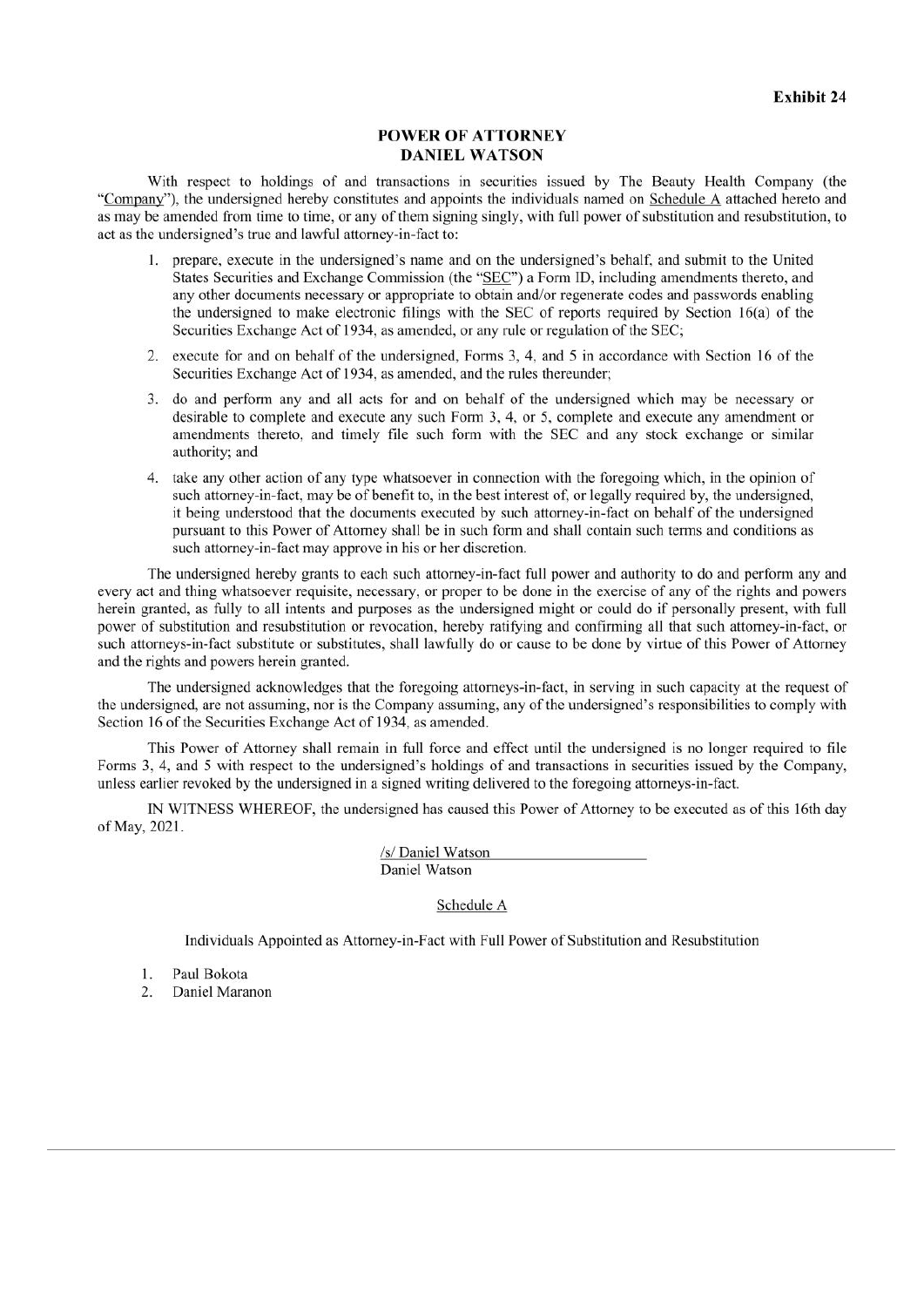**Exhibit 24**

# POWER OF ATTORNEY
# DANIEL WATSON

With respect to holdings of and transactions in securities issued by The Beauty Health Company (the "Company"), the undersigned hereby constitutes and appoints the individuals named on Schedule A attached hereto and as may be amended from time to time, or any of them signing singly, with full power of substitution and resubstitution, to act as the undersigned's true and lawful attorney-in-fact to:

1. prepare, execute in the undersigned's name and on the undersigned's behalf, and submit to the United States Securities and Exchange Commission (the "SEC") a Form ID, including amendments thereto, and any other documents necessary or appropriate to obtain and/or regenerate codes and passwords enabling the undersigned to make electronic filings with the SEC of reports required by Section 16(a) of the Securities Exchange Act of 1934, as amended, or any rule or regulation of the SEC;
2. execute for and on behalf of the undersigned, Forms 3, 4, and 5 in accordance with Section 16 of the Securities Exchange Act of 1934, as amended, and the rules thereunder;
3. do and perform any and all acts for and on behalf of the undersigned which may be necessary or desirable to complete and execute any such Form 3, 4, or 5, complete and execute any amendment or amendments thereto, and timely file such form with the SEC and any stock exchange or similar authority; and
4. take any other action of any type whatsoever in connection with the foregoing which, in the opinion of such attorney-in-fact, may be of benefit to, in the best interest of, or legally required by, the undersigned, it being understood that the documents executed by such attorney-in-fact on behalf of the undersigned pursuant to this Power of Attorney shall be in such form and shall contain such terms and conditions as such attorney-in-fact may approve in his or her discretion.

The undersigned hereby grants to each such attorney-in-fact full power and authority to do and perform any and every act and thing whatsoever requisite, necessary, or proper to be done in the exercise of any of the rights and powers herein granted, as fully to all intents and purposes as the undersigned might or could do if personally present, with full power of substitution and resubstitution or revocation, hereby ratifying and confirming all that such attorney-in-fact, or such attorneys-in-fact substitute or substitutes, shall lawfully do or cause to be done by virtue of this Power of Attorney and the rights and powers herein granted.

The undersigned acknowledges that the foregoing attorneys-in-fact, in serving in such capacity at the request of the undersigned, are not assuming, nor is the Company assuming, any of the undersigned's responsibilities to comply with Section 16 of the Securities Exchange Act of 1934, as amended.

This Power of Attorney shall remain in full force and effect until the undersigned is no longer required to file Forms 3, 4, and 5 with respect to the undersigned's holdings of and transactions in securities issued by the Company, unless earlier revoked by the undersigned in a signed writing delivered to the foregoing attorneys-in-fact.

IN WITNESS WHEREOF, the undersigned has caused this Power of Attorney to be executed as of this 16th day of May, 2021.

/s/ Daniel Watson
Daniel Watson

Schedule A

Individuals Appointed as Attorney-in-Fact with Full Power of Substitution and Resubstitution

1. Paul Bokota
2. Daniel Maranon